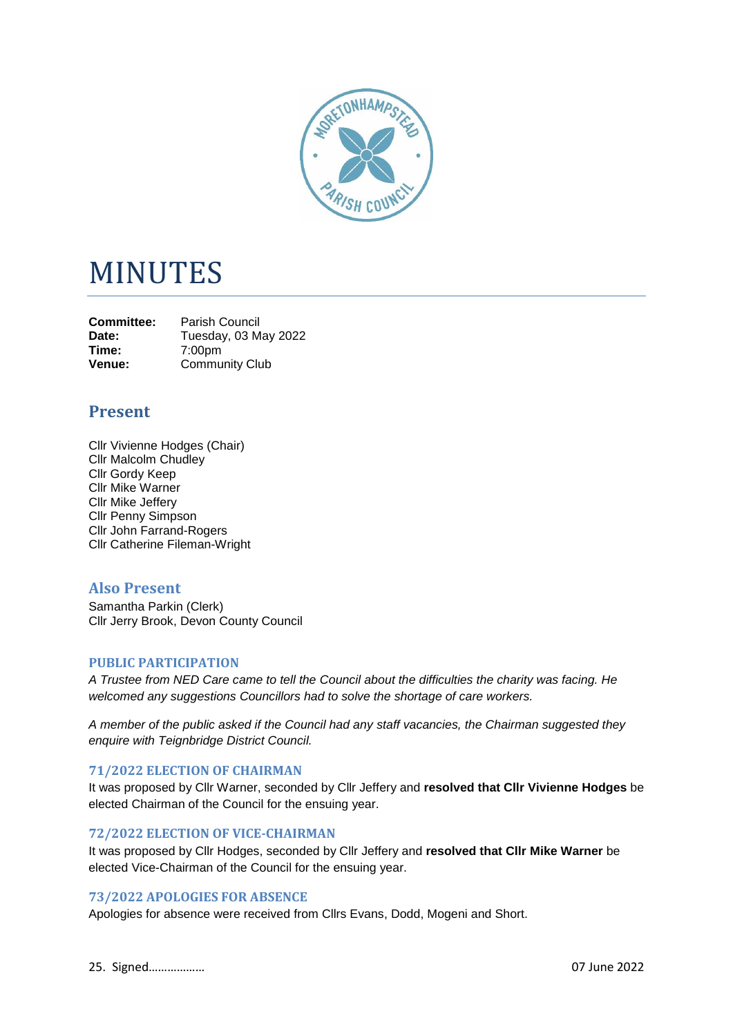# MINUTES

**Committee:** Parish Council
**Date:** Tuesday, 03 May 2022
**Time:** 7:00pm
**Venue:** Community Club

## Present

Cllr Vivienne Hodges (Chair)
Cllr Malcolm Chudley
Cllr Gordy Keep
Cllr Mike Warner
Cllr Mike Jeffery
Cllr Penny Simpson
Cllr John Farrand-Rogers
Cllr Catherine Fileman-Wright

## Also Present

Samantha Parkin (Clerk)
Cllr Jerry Brook, Devon County Council

### PUBLIC PARTICIPATION

*A Trustee from NED Care came to tell the Council about the difficulties the charity was facing. He welcomed any suggestions Councillors had to solve the shortage of care workers.*

*A member of the public asked if the Council had any staff vacancies, the Chairman suggested they enquire with Teignbridge District Council.*

### 71/2022 ELECTION OF CHAIRMAN

It was proposed by Cllr Warner, seconded by Cllr Jeffery and **resolved that Cllr Vivienne Hodges** be elected Chairman of the Council for the ensuing year.

### 72/2022 ELECTION OF VICE-CHAIRMAN

It was proposed by Cllr Hodges, seconded by Cllr Jeffery and **resolved that Cllr Mike Warner** be elected Vice-Chairman of the Council for the ensuing year.

### 73/2022 APOLOGIES FOR ABSENCE

Apologies for absence were received from Cllrs Evans, Dodd, Mogeni and Short.

25. Signed……………… 07 June 2022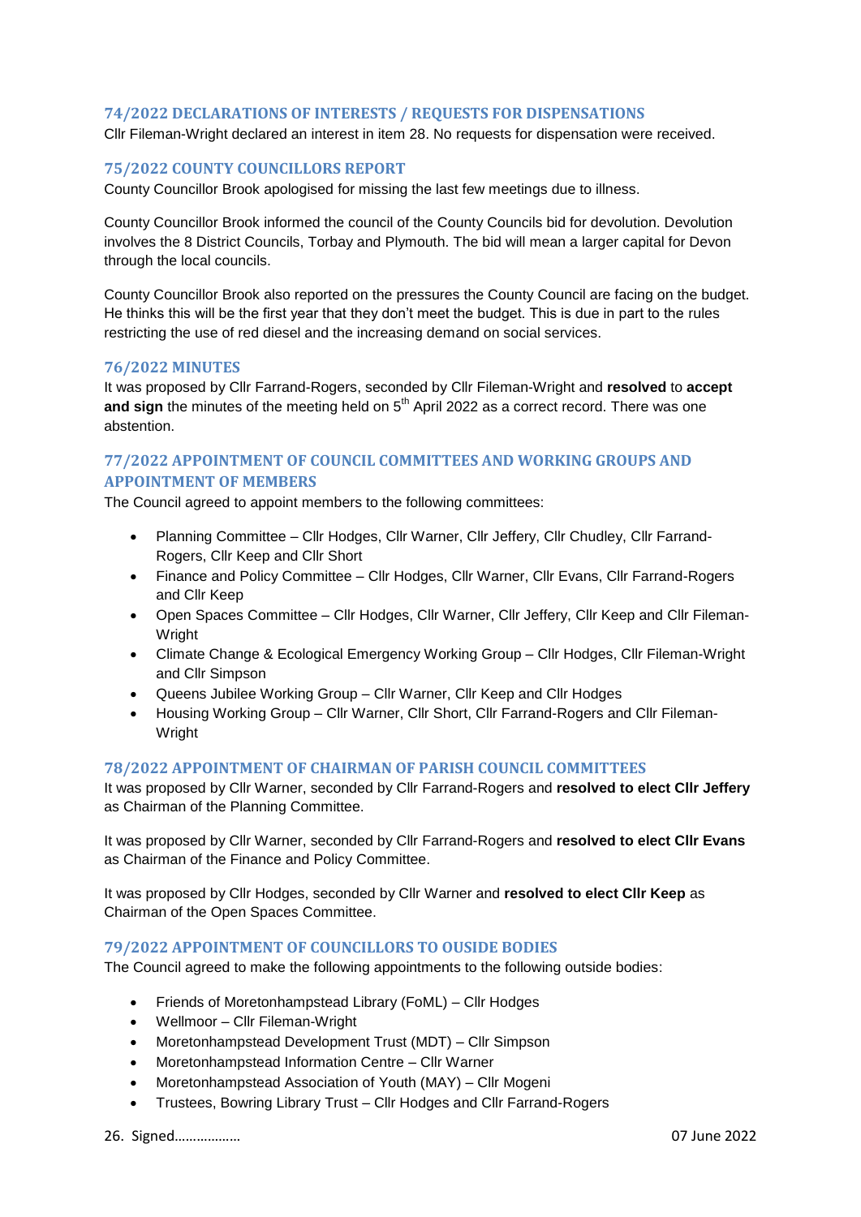## 74/2022 DECLARATIONS OF INTERESTS / REQUESTS FOR DISPENSATIONS

Cllr Fileman-Wright declared an interest in item 28. No requests for dispensation were received.

## 75/2022 COUNTY COUNCILLORS REPORT

County Councillor Brook apologised for missing the last few meetings due to illness.

County Councillor Brook informed the council of the County Councils bid for devolution. Devolution involves the 8 District Councils, Torbay and Plymouth. The bid will mean a larger capital for Devon through the local councils.

County Councillor Brook also reported on the pressures the County Council are facing on the budget. He thinks this will be the first year that they don't meet the budget. This is due in part to the rules restricting the use of red diesel and the increasing demand on social services.

## 76/2022 MINUTES

It was proposed by Cllr Farrand-Rogers, seconded by Cllr Fileman-Wright and **resolved** to **accept and sign** the minutes of the meeting held on 5th April 2022 as a correct record. There was one abstention.

## 77/2022 APPOINTMENT OF COUNCIL COMMITTEES AND WORKING GROUPS AND APPOINTMENT OF MEMBERS

The Council agreed to appoint members to the following committees:

- Planning Committee – Cllr Hodges, Cllr Warner, Cllr Jeffery, Cllr Chudley, Cllr Farrand-Rogers, Cllr Keep and Cllr Short
- Finance and Policy Committee – Cllr Hodges, Cllr Warner, Cllr Evans, Cllr Farrand-Rogers and Cllr Keep
- Open Spaces Committee – Cllr Hodges, Cllr Warner, Cllr Jeffery, Cllr Keep and Cllr Fileman-Wright
- Climate Change & Ecological Emergency Working Group – Cllr Hodges, Cllr Fileman-Wright and Cllr Simpson
- Queens Jubilee Working Group – Cllr Warner, Cllr Keep and Cllr Hodges
- Housing Working Group – Cllr Warner, Cllr Short, Cllr Farrand-Rogers and Cllr Fileman-Wright

## 78/2022 APPOINTMENT OF CHAIRMAN OF PARISH COUNCIL COMMITTEES

It was proposed by Cllr Warner, seconded by Cllr Farrand-Rogers and **resolved to elect Cllr Jeffery** as Chairman of the Planning Committee.

It was proposed by Cllr Warner, seconded by Cllr Farrand-Rogers and **resolved to elect Cllr Evans** as Chairman of the Finance and Policy Committee.

It was proposed by Cllr Hodges, seconded by Cllr Warner and **resolved to elect Cllr Keep** as Chairman of the Open Spaces Committee.

## 79/2022 APPOINTMENT OF COUNCILLORS TO OUSIDE BODIES

The Council agreed to make the following appointments to the following outside bodies:

- Friends of Moretonhampstead Library (FoML) – Cllr Hodges
- Wellmoor – Cllr Fileman-Wright
- Moretonhampstead Development Trust (MDT) – Cllr Simpson
- Moretonhampstead Information Centre – Cllr Warner
- Moretonhampstead Association of Youth (MAY) – Cllr Mogeni
- Trustees, Bowring Library Trust – Cllr Hodges and Cllr Farrand-Rogers

26. Signed……………… 07 June 2022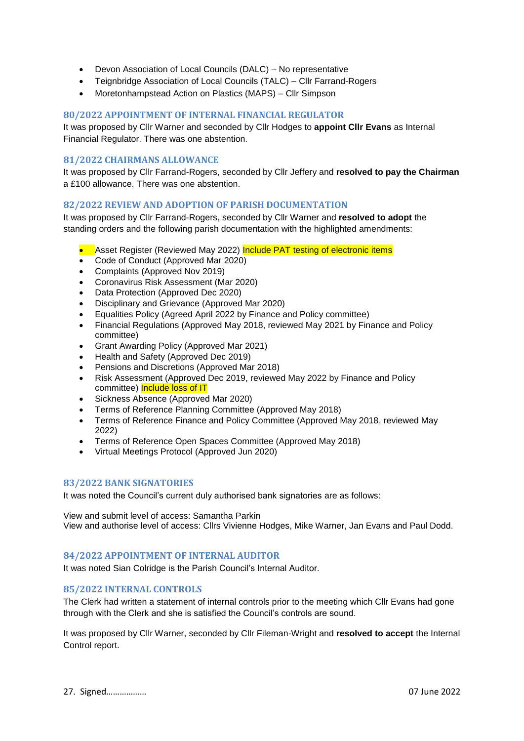- Devon Association of Local Councils (DALC) – No representative
- Teignbridge Association of Local Councils (TALC) – Cllr Farrand-Rogers
- Moretonhampstead Action on Plastics (MAPS) – Cllr Simpson

### 80/2022 APPOINTMENT OF INTERNAL FINANCIAL REGULATOR

It was proposed by Cllr Warner and seconded by Cllr Hodges to **appoint Cllr Evans** as Internal Financial Regulator. There was one abstention.

### 81/2022 CHAIRMANS ALLOWANCE

It was proposed by Cllr Farrand-Rogers, seconded by Cllr Jeffery and **resolved to pay the Chairman** a £100 allowance. There was one abstention.

### 82/2022 REVIEW AND ADOPTION OF PARISH DOCUMENTATION

It was proposed by Cllr Farrand-Rogers, seconded by Cllr Warner and **resolved to adopt** the standing orders and the following parish documentation with the highlighted amendments:

- Asset Register (Reviewed May 2022) Include PAT testing of electronic items
- Code of Conduct (Approved Mar 2020)
- Complaints (Approved Nov 2019)
- Coronavirus Risk Assessment (Mar 2020)
- Data Protection (Approved Dec 2020)
- Disciplinary and Grievance (Approved Mar 2020)
- Equalities Policy (Agreed April 2022 by Finance and Policy committee)
- Financial Regulations (Approved May 2018, reviewed May 2021 by Finance and Policy committee)
- Grant Awarding Policy (Approved Mar 2021)
- Health and Safety (Approved Dec 2019)
- Pensions and Discretions (Approved Mar 2018)
- Risk Assessment (Approved Dec 2019, reviewed May 2022 by Finance and Policy committee) Include loss of IT
- Sickness Absence (Approved Mar 2020)
- Terms of Reference Planning Committee (Approved May 2018)
- Terms of Reference Finance and Policy Committee (Approved May 2018, reviewed May 2022)
- Terms of Reference Open Spaces Committee (Approved May 2018)
- Virtual Meetings Protocol (Approved Jun 2020)

### 83/2022 BANK SIGNATORIES

It was noted the Council's current duly authorised bank signatories are as follows:

View and submit level of access: Samantha Parkin
View and authorise level of access: Cllrs Vivienne Hodges, Mike Warner, Jan Evans and Paul Dodd.

### 84/2022 APPOINTMENT OF INTERNAL AUDITOR

It was noted Sian Colridge is the Parish Council's Internal Auditor.

### 85/2022 INTERNAL CONTROLS

The Clerk had written a statement of internal controls prior to the meeting which Cllr Evans had gone through with the Clerk and she is satisfied the Council's controls are sound.

It was proposed by Cllr Warner, seconded by Cllr Fileman-Wright and **resolved to accept** the Internal Control report.

27. Signed……………… 07 June 2022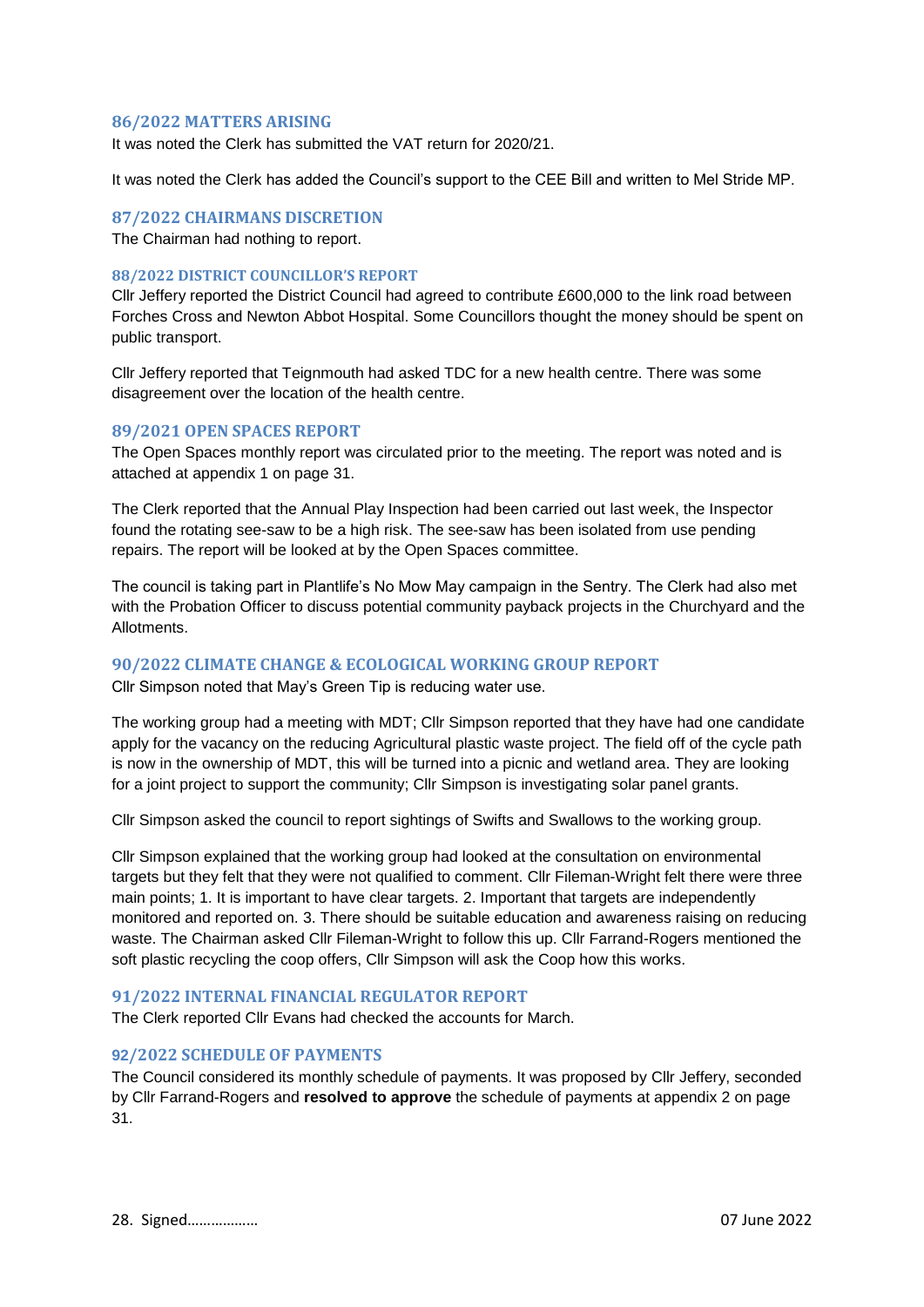## 86/2022 MATTERS ARISING

It was noted the Clerk has submitted the VAT return for 2020/21.

It was noted the Clerk has added the Council's support to the CEE Bill and written to Mel Stride MP.

## 87/2022 CHAIRMANS DISCRETION

The Chairman had nothing to report.

## 88/2022 DISTRICT COUNCILLOR'S REPORT

Cllr Jeffery reported the District Council had agreed to contribute £600,000 to the link road between Forches Cross and Newton Abbot Hospital. Some Councillors thought the money should be spent on public transport.

Cllr Jeffery reported that Teignmouth had asked TDC for a new health centre. There was some disagreement over the location of the health centre.

## 89/2021 OPEN SPACES REPORT

The Open Spaces monthly report was circulated prior to the meeting. The report was noted and is attached at appendix 1 on page 31.

The Clerk reported that the Annual Play Inspection had been carried out last week, the Inspector found the rotating see-saw to be a high risk. The see-saw has been isolated from use pending repairs. The report will be looked at by the Open Spaces committee.

The council is taking part in Plantlife's No Mow May campaign in the Sentry. The Clerk had also met with the Probation Officer to discuss potential community payback projects in the Churchyard and the Allotments.

## 90/2022 CLIMATE CHANGE & ECOLOGICAL WORKING GROUP REPORT

Cllr Simpson noted that May's Green Tip is reducing water use.

The working group had a meeting with MDT; Cllr Simpson reported that they have had one candidate apply for the vacancy on the reducing Agricultural plastic waste project. The field off of the cycle path is now in the ownership of MDT, this will be turned into a picnic and wetland area. They are looking for a joint project to support the community; Cllr Simpson is investigating solar panel grants.

Cllr Simpson asked the council to report sightings of Swifts and Swallows to the working group.

Cllr Simpson explained that the working group had looked at the consultation on environmental targets but they felt that they were not qualified to comment. Cllr Fileman-Wright felt there were three main points; 1. It is important to have clear targets. 2. Important that targets are independently monitored and reported on. 3. There should be suitable education and awareness raising on reducing waste. The Chairman asked Cllr Fileman-Wright to follow this up. Cllr Farrand-Rogers mentioned the soft plastic recycling the coop offers, Cllr Simpson will ask the Coop how this works.

## 91/2022 INTERNAL FINANCIAL REGULATOR REPORT

The Clerk reported Cllr Evans had checked the accounts for March.

## 92/2022 SCHEDULE OF PAYMENTS

The Council considered its monthly schedule of payments. It was proposed by Cllr Jeffery, seconded by Cllr Farrand-Rogers and **resolved to approve** the schedule of payments at appendix 2 on page 31.

28. Signed……………… 07 June 2022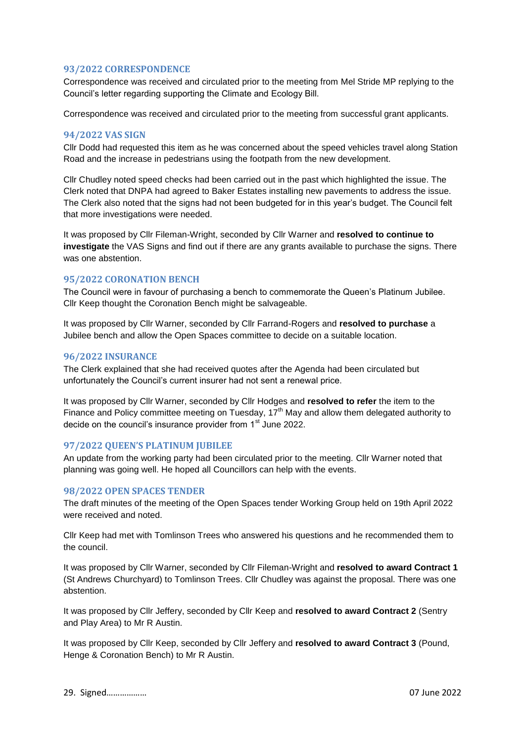## 93/2022 CORRESPONDENCE

Correspondence was received and circulated prior to the meeting from Mel Stride MP replying to the Council's letter regarding supporting the Climate and Ecology Bill.

Correspondence was received and circulated prior to the meeting from successful grant applicants.

## 94/2022 VAS SIGN

Cllr Dodd had requested this item as he was concerned about the speed vehicles travel along Station Road and the increase in pedestrians using the footpath from the new development.

Cllr Chudley noted speed checks had been carried out in the past which highlighted the issue. The Clerk noted that DNPA had agreed to Baker Estates installing new pavements to address the issue. The Clerk also noted that the signs had not been budgeted for in this year's budget. The Council felt that more investigations were needed.

It was proposed by Cllr Fileman-Wright, seconded by Cllr Warner and **resolved to continue to investigate** the VAS Signs and find out if there are any grants available to purchase the signs. There was one abstention.

## 95/2022 CORONATION BENCH

The Council were in favour of purchasing a bench to commemorate the Queen's Platinum Jubilee. Cllr Keep thought the Coronation Bench might be salvageable.

It was proposed by Cllr Warner, seconded by Cllr Farrand-Rogers and **resolved to purchase** a Jubilee bench and allow the Open Spaces committee to decide on a suitable location.

## 96/2022 INSURANCE

The Clerk explained that she had received quotes after the Agenda had been circulated but unfortunately the Council's current insurer had not sent a renewal price.

It was proposed by Cllr Warner, seconded by Cllr Hodges and **resolved to refer** the item to the Finance and Policy committee meeting on Tuesday, 17th May and allow them delegated authority to decide on the council's insurance provider from 1st June 2022.

## 97/2022 QUEEN'S PLATINUM JUBILEE

An update from the working party had been circulated prior to the meeting. Cllr Warner noted that planning was going well. He hoped all Councillors can help with the events.

## 98/2022 OPEN SPACES TENDER

The draft minutes of the meeting of the Open Spaces tender Working Group held on 19th April 2022 were received and noted.

Cllr Keep had met with Tomlinson Trees who answered his questions and he recommended them to the council.

It was proposed by Cllr Warner, seconded by Cllr Fileman-Wright and **resolved to award Contract 1** (St Andrews Churchyard) to Tomlinson Trees. Cllr Chudley was against the proposal. There was one abstention.

It was proposed by Cllr Jeffery, seconded by Cllr Keep and **resolved to award Contract 2** (Sentry and Play Area) to Mr R Austin.

It was proposed by Cllr Keep, seconded by Cllr Jeffery and **resolved to award Contract 3** (Pound, Henge & Coronation Bench) to Mr R Austin.

29. Signed……………… 07 June 2022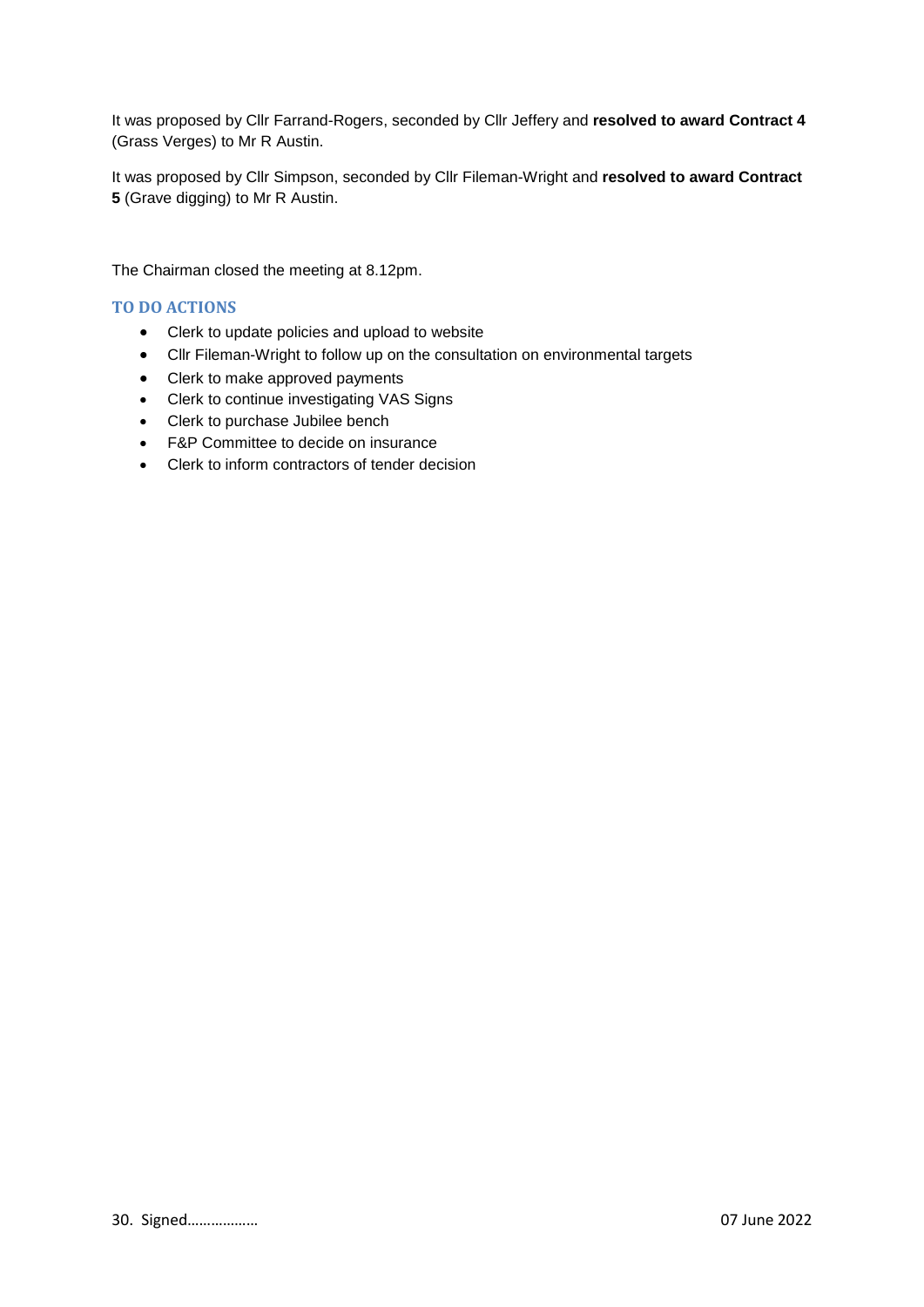It was proposed by Cllr Farrand-Rogers, seconded by Cllr Jeffery and **resolved to award Contract 4** (Grass Verges) to Mr R Austin.

It was proposed by Cllr Simpson, seconded by Cllr Fileman-Wright and **resolved to award Contract 5** (Grave digging) to Mr R Austin.

The Chairman closed the meeting at 8.12pm.

### TO DO ACTIONS

- Clerk to update policies and upload to website
- Cllr Fileman-Wright to follow up on the consultation on environmental targets
- Clerk to make approved payments
- Clerk to continue investigating VAS Signs
- Clerk to purchase Jubilee bench
- F&P Committee to decide on insurance
- Clerk to inform contractors of tender decision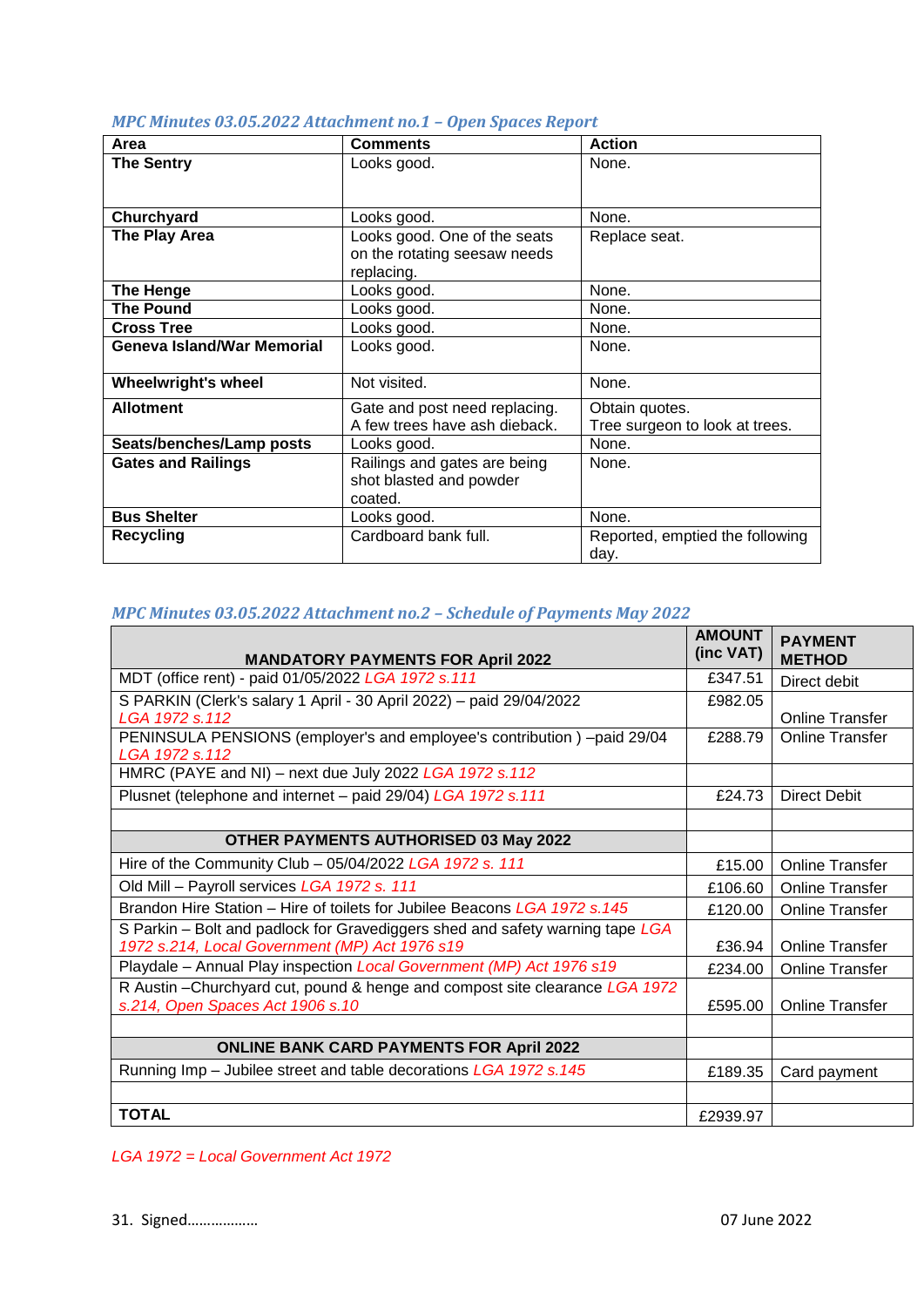*MPC Minutes 03.05.2022 Attachment no.1 – Open Spaces Report*

| Area | Comments | Action |
|---|---|---|
| **The Sentry** | Looks good. | None. |
| **Churchyard** | Looks good. | None. |
| **The Play Area** | Looks good. One of the seats on the rotating seesaw needs replacing. | Replace seat. |
| **The Henge** | Looks good. | None. |
| **The Pound** | Looks good. | None. |
| **Cross Tree** | Looks good. | None. |
| **Geneva Island/War Memorial** | Looks good. | None. |
| **Wheelwright's wheel** | Not visited. | None. |
| **Allotment** | Gate and post need replacing. A few trees have ash dieback. | Obtain quotes. Tree surgeon to look at trees. |
| **Seats/benches/Lamp posts** | Looks good. | None. |
| **Gates and Railings** | Railings and gates are being shot blasted and powder coated. | None. |
| **Bus Shelter** | Looks good. | None. |
| **Recycling** | Cardboard bank full. | Reported, emptied the following day. |

*MPC Minutes 03.05.2022 Attachment no.2 – Schedule of Payments May 2022*

| MANDATORY PAYMENTS FOR April 2022 | AMOUNT (inc VAT) | PAYMENT METHOD |
|---|---|---|
| MDT (office rent) - paid 01/05/2022 *LGA 1972 s.111* | £347.51 | Direct debit |
| S PARKIN (Clerk's salary 1 April - 30 April 2022) – paid 29/04/2022 *LGA 1972 s.112* | £982.05 | Online Transfer |
| PENINSULA PENSIONS (employer's and employee's contribution ) –paid 29/04 *LGA 1972 s.112* | £288.79 | Online Transfer |
| HMRC (PAYE and NI) – next due July 2022 *LGA 1972 s.112* | | |
| Plusnet (telephone and internet – paid 29/04) *LGA 1972 s.111* | £24.73 | Direct Debit |
| | | |
| **OTHER PAYMENTS AUTHORISED 03 May 2022** | | |
| Hire of the Community Club – 05/04/2022 *LGA 1972 s. 111* | £15.00 | Online Transfer |
| Old Mill – Payroll services *LGA 1972 s. 111* | £106.60 | Online Transfer |
| Brandon Hire Station – Hire of toilets for Jubilee Beacons *LGA 1972 s.145* | £120.00 | Online Transfer |
| S Parkin – Bolt and padlock for Gravediggers shed and safety warning tape *LGA 1972 s.214, Local Government (MP) Act 1976 s19* | £36.94 | Online Transfer |
| Playdale – Annual Play inspection *Local Government (MP) Act 1976 s19* | £234.00 | Online Transfer |
| R Austin –Churchyard cut, pound & henge and compost site clearance *LGA 1972 s.214, Open Spaces Act 1906 s.10* | £595.00 | Online Transfer |
| | | |
| **ONLINE BANK CARD PAYMENTS FOR April 2022** | | |
| Running Imp – Jubilee street and table decorations *LGA 1972 s.145* | £189.35 | Card payment |
| | | |
| **TOTAL** | £2939.97 | |

*LGA 1972 = Local Government Act 1972*

31. Signed……………… 07 June 2022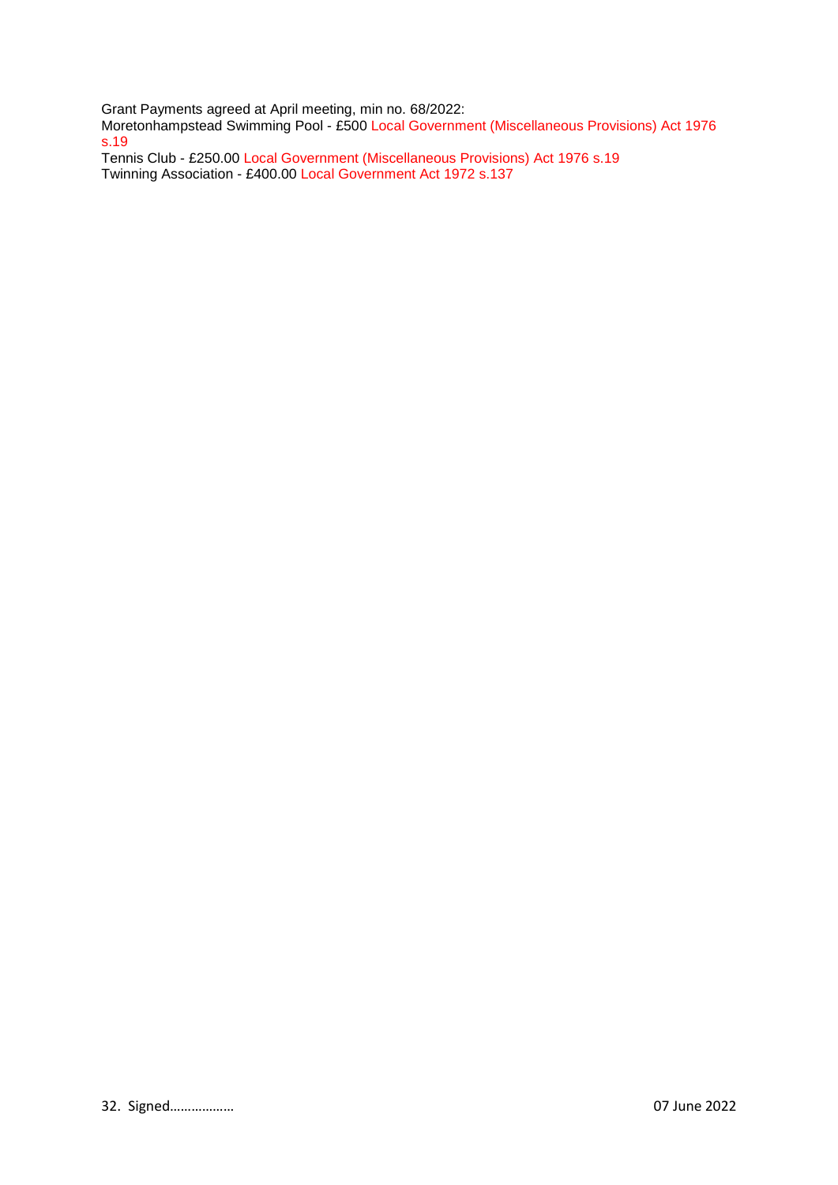Grant Payments agreed at April meeting, min no. 68/2022:
Moretonhampstead Swimming Pool - £500 Local Government (Miscellaneous Provisions) Act 1976 s.19
Tennis Club - £250.00 Local Government (Miscellaneous Provisions) Act 1976 s.19
Twinning Association - £400.00 Local Government Act 1972 s.137